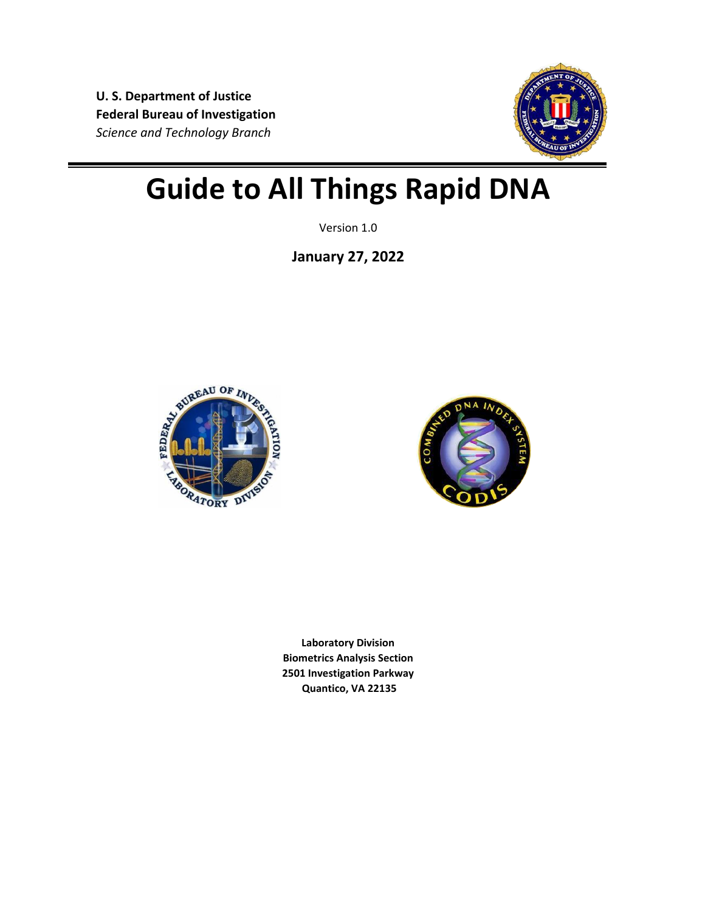**U. S. Department of Justice**
**Federal Bureau of Investigation**
*Science and Technology Branch*

# Guide to All Things Rapid DNA

Version 1.0

**January 27, 2022**

**Laboratory Division**
**Biometrics Analysis Section**
**2501 Investigation Parkway**
**Quantico, VA 22135**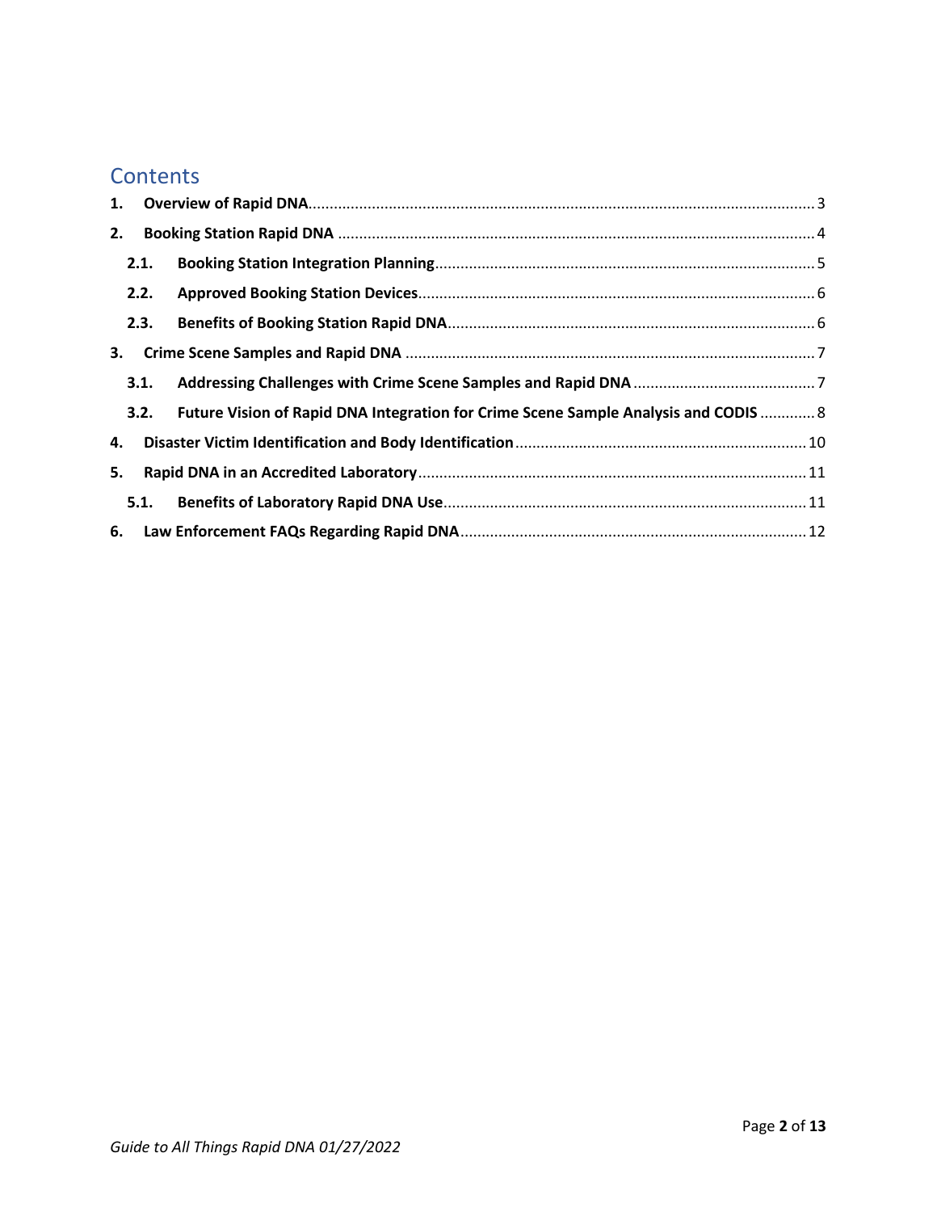# Contents

1. **Overview of Rapid DNA** ........ 3
2. **Booking Station Rapid DNA** ........ 4
   - 2.1. **Booking Station Integration Planning** ........ 5
   - 2.2. **Approved Booking Station Devices** ........ 6
   - 2.3. **Benefits of Booking Station Rapid DNA** ........ 6
3. **Crime Scene Samples and Rapid DNA** ........ 7
   - 3.1. **Addressing Challenges with Crime Scene Samples and Rapid DNA** ........ 7
   - 3.2. **Future Vision of Rapid DNA Integration for Crime Scene Sample Analysis and CODIS** ........ 8
4. **Disaster Victim Identification and Body Identification** ........ 10
5. **Rapid DNA in an Accredited Laboratory** ........ 11
   - 5.1. **Benefits of Laboratory Rapid DNA Use** ........ 11
6. **Law Enforcement FAQs Regarding Rapid DNA** ........ 12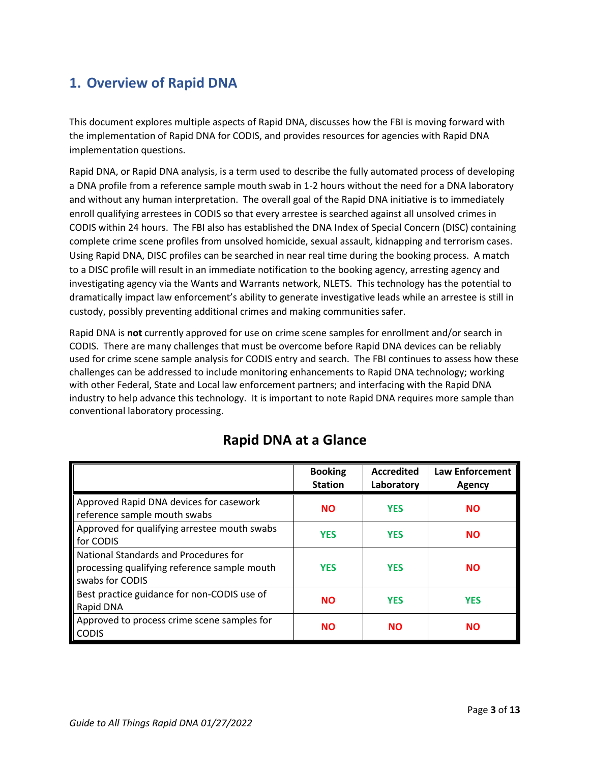# 1. Overview of Rapid DNA

This document explores multiple aspects of Rapid DNA, discusses how the FBI is moving forward with the implementation of Rapid DNA for CODIS, and provides resources for agencies with Rapid DNA implementation questions.

Rapid DNA, or Rapid DNA analysis, is a term used to describe the fully automated process of developing a DNA profile from a reference sample mouth swab in 1-2 hours without the need for a DNA laboratory and without any human interpretation. The overall goal of the Rapid DNA initiative is to immediately enroll qualifying arrestees in CODIS so that every arrestee is searched against all unsolved crimes in CODIS within 24 hours. The FBI also has established the DNA Index of Special Concern (DISC) containing complete crime scene profiles from unsolved homicide, sexual assault, kidnapping and terrorism cases. Using Rapid DNA, DISC profiles can be searched in near real time during the booking process. A match to a DISC profile will result in an immediate notification to the booking agency, arresting agency and investigating agency via the Wants and Warrants network, NLETS. This technology has the potential to dramatically impact law enforcement's ability to generate investigative leads while an arrestee is still in custody, possibly preventing additional crimes and making communities safer.

Rapid DNA is **not** currently approved for use on crime scene samples for enrollment and/or search in CODIS. There are many challenges that must be overcome before Rapid DNA devices can be reliably used for crime scene sample analysis for CODIS entry and search. The FBI continues to assess how these challenges can be addressed to include monitoring enhancements to Rapid DNA technology; working with other Federal, State and Local law enforcement partners; and interfacing with the Rapid DNA industry to help advance this technology. It is important to note Rapid DNA requires more sample than conventional laboratory processing.

## Rapid DNA at a Glance

| | Booking Station | Accredited Laboratory | Law Enforcement Agency |
|---|---|---|---|
| Approved Rapid DNA devices for casework reference sample mouth swabs | NO | YES | NO |
| Approved for qualifying arrestee mouth swabs for CODIS | YES | YES | NO |
| National Standards and Procedures for processing qualifying reference sample mouth swabs for CODIS | YES | YES | NO |
| Best practice guidance for non-CODIS use of Rapid DNA | NO | YES | YES |
| Approved to process crime scene samples for CODIS | NO | NO | NO |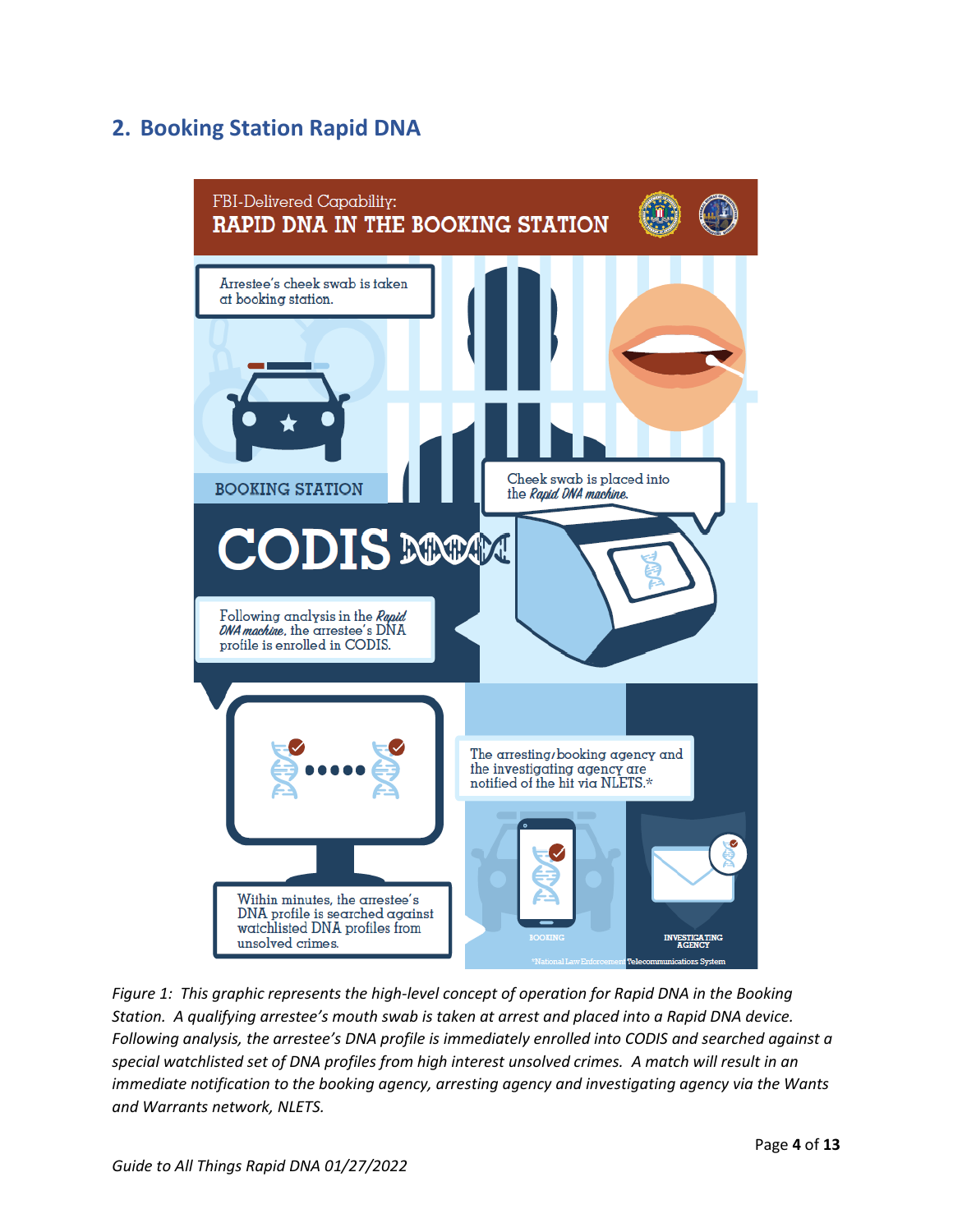## 2. Booking Station Rapid DNA

FBI-Delivered Capability:
**RAPID DNA IN THE BOOKING STATION**

Arrestee's cheek swab is taken at booking station.

BOOKING STATION

Cheek swab is placed into the *Rapid DNA machine*.

CODIS

Following analysis in the *Rapid DNA machine*, the arrestee's DNA profile is enrolled in CODIS.

Within minutes, the arrestee's DNA profile is searched against watchlisted DNA profiles from unsolved crimes.

The arresting/booking agency and the investigating agency are notified of the hit via NLETS.*

BOOKING

INVESTIGATING AGENCY

*National Law Enforcement Telecommunications System

*Figure 1: This graphic represents the high-level concept of operation for Rapid DNA in the Booking Station. A qualifying arrestee's mouth swab is taken at arrest and placed into a Rapid DNA device. Following analysis, the arrestee's DNA profile is immediately enrolled into CODIS and searched against a special watchlisted set of DNA profiles from high interest unsolved crimes. A match will result in an immediate notification to the booking agency, arresting agency and investigating agency via the Wants and Warrants network, NLETS.*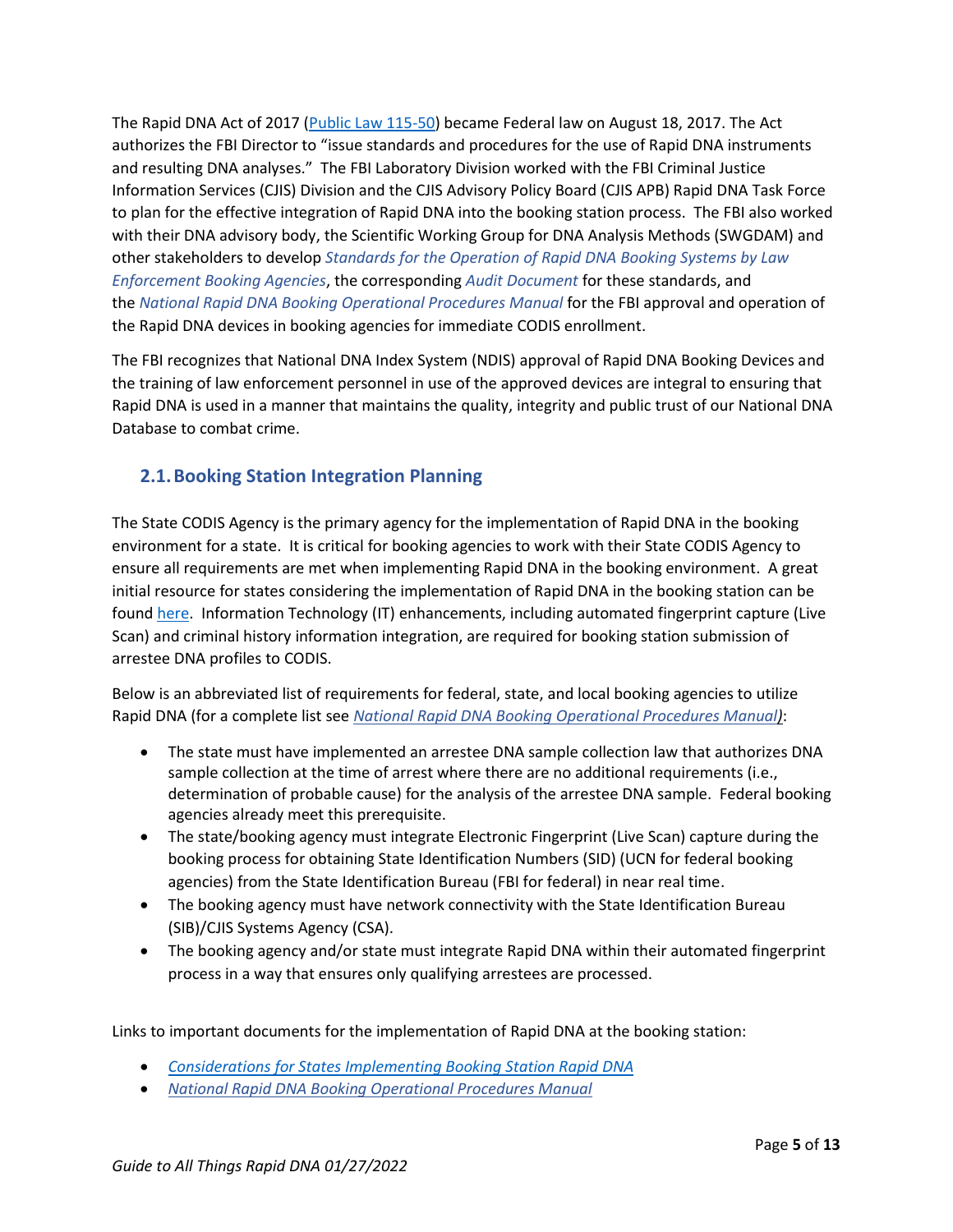The Rapid DNA Act of 2017 ([Public Law 115-50](#)) became Federal law on August 18, 2017. The Act authorizes the FBI Director to "issue standards and procedures for the use of Rapid DNA instruments and resulting DNA analyses." The FBI Laboratory Division worked with the FBI Criminal Justice Information Services (CJIS) Division and the CJIS Advisory Policy Board (CJIS APB) Rapid DNA Task Force to plan for the effective integration of Rapid DNA into the booking station process. The FBI also worked with their DNA advisory body, the Scientific Working Group for DNA Analysis Methods (SWGDAM) and other stakeholders to develop *Standards for the Operation of Rapid DNA Booking Systems by Law Enforcement Booking Agencies*, the corresponding *Audit Document* for these standards, and the *National Rapid DNA Booking Operational Procedures Manual* for the FBI approval and operation of the Rapid DNA devices in booking agencies for immediate CODIS enrollment.

The FBI recognizes that National DNA Index System (NDIS) approval of Rapid DNA Booking Devices and the training of law enforcement personnel in use of the approved devices are integral to ensuring that Rapid DNA is used in a manner that maintains the quality, integrity and public trust of our National DNA Database to combat crime.

## 2.1. Booking Station Integration Planning

The State CODIS Agency is the primary agency for the implementation of Rapid DNA in the booking environment for a state. It is critical for booking agencies to work with their State CODIS Agency to ensure all requirements are met when implementing Rapid DNA in the booking environment. A great initial resource for states considering the implementation of Rapid DNA in the booking station can be found [here](#). Information Technology (IT) enhancements, including automated fingerprint capture (Live Scan) and criminal history information integration, are required for booking station submission of arrestee DNA profiles to CODIS.

Below is an abbreviated list of requirements for federal, state, and local booking agencies to utilize Rapid DNA (for a complete list see [*National Rapid DNA Booking Operational Procedures Manual)*](#):

- The state must have implemented an arrestee DNA sample collection law that authorizes DNA sample collection at the time of arrest where there are no additional requirements (i.e., determination of probable cause) for the analysis of the arrestee DNA sample. Federal booking agencies already meet this prerequisite.
- The state/booking agency must integrate Electronic Fingerprint (Live Scan) capture during the booking process for obtaining State Identification Numbers (SID) (UCN for federal booking agencies) from the State Identification Bureau (FBI for federal) in near real time.
- The booking agency must have network connectivity with the State Identification Bureau (SIB)/CJIS Systems Agency (CSA).
- The booking agency and/or state must integrate Rapid DNA within their automated fingerprint process in a way that ensures only qualifying arrestees are processed.

Links to important documents for the implementation of Rapid DNA at the booking station:

- [*Considerations for States Implementing Booking Station Rapid DNA*](#)
- [*National Rapid DNA Booking Operational Procedures Manual*](#)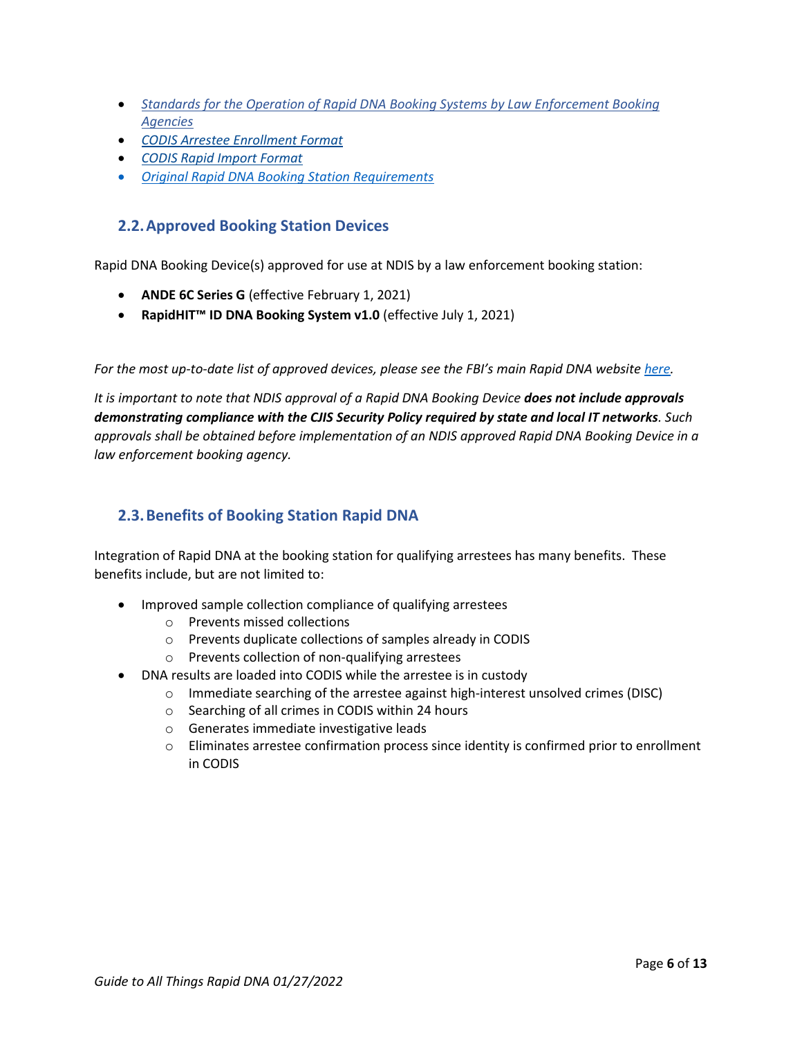- *Standards for the Operation of Rapid DNA Booking Systems by Law Enforcement Booking Agencies*
- *CODIS Arrestee Enrollment Format*
- *CODIS Rapid Import Format*
- *Original Rapid DNA Booking Station Requirements*

## 2.2. Approved Booking Station Devices

Rapid DNA Booking Device(s) approved for use at NDIS by a law enforcement booking station:

- **ANDE 6C Series G** (effective February 1, 2021)
- **RapidHIT™ ID DNA Booking System v1.0** (effective July 1, 2021)

*For the most up-to-date list of approved devices, please see the FBI's main Rapid DNA website here.*

*It is important to note that NDIS approval of a Rapid DNA Booking Device **does not include approvals demonstrating compliance with the CJIS Security Policy required by state and local IT networks**. Such approvals shall be obtained before implementation of an NDIS approved Rapid DNA Booking Device in a law enforcement booking agency.*

## 2.3. Benefits of Booking Station Rapid DNA

Integration of Rapid DNA at the booking station for qualifying arrestees has many benefits. These benefits include, but are not limited to:

- Improved sample collection compliance of qualifying arrestees
  - Prevents missed collections
  - Prevents duplicate collections of samples already in CODIS
  - Prevents collection of non-qualifying arrestees
- DNA results are loaded into CODIS while the arrestee is in custody
  - Immediate searching of the arrestee against high-interest unsolved crimes (DISC)
  - Searching of all crimes in CODIS within 24 hours
  - Generates immediate investigative leads
  - Eliminates arrestee confirmation process since identity is confirmed prior to enrollment in CODIS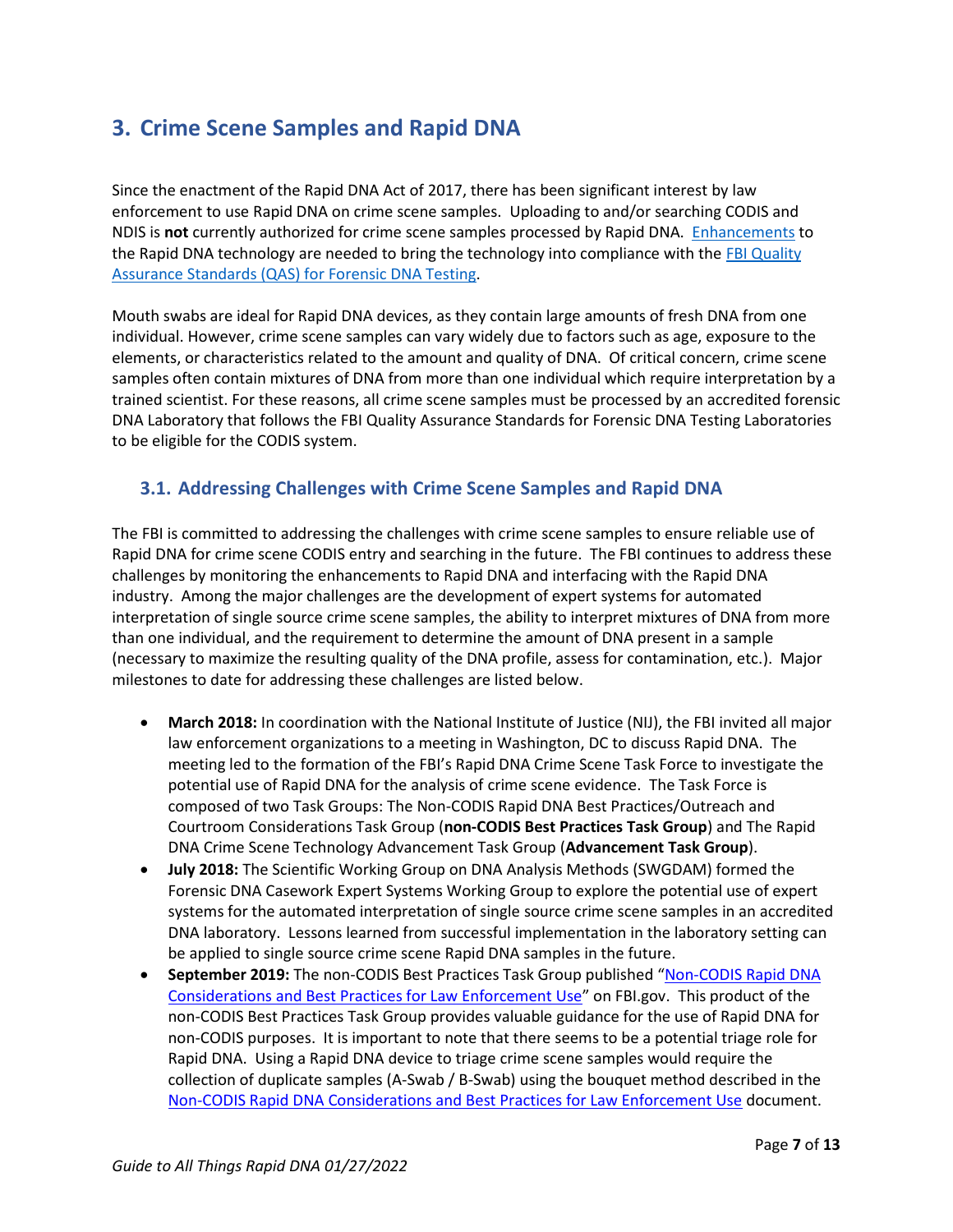## 3. Crime Scene Samples and Rapid DNA

Since the enactment of the Rapid DNA Act of 2017, there has been significant interest by law enforcement to use Rapid DNA on crime scene samples. Uploading to and/or searching CODIS and NDIS is **not** currently authorized for crime scene samples processed by Rapid DNA. Enhancements to the Rapid DNA technology are needed to bring the technology into compliance with the FBI Quality Assurance Standards (QAS) for Forensic DNA Testing.

Mouth swabs are ideal for Rapid DNA devices, as they contain large amounts of fresh DNA from one individual. However, crime scene samples can vary widely due to factors such as age, exposure to the elements, or characteristics related to the amount and quality of DNA. Of critical concern, crime scene samples often contain mixtures of DNA from more than one individual which require interpretation by a trained scientist. For these reasons, all crime scene samples must be processed by an accredited forensic DNA Laboratory that follows the FBI Quality Assurance Standards for Forensic DNA Testing Laboratories to be eligible for the CODIS system.

### 3.1. Addressing Challenges with Crime Scene Samples and Rapid DNA

The FBI is committed to addressing the challenges with crime scene samples to ensure reliable use of Rapid DNA for crime scene CODIS entry and searching in the future. The FBI continues to address these challenges by monitoring the enhancements to Rapid DNA and interfacing with the Rapid DNA industry. Among the major challenges are the development of expert systems for automated interpretation of single source crime scene samples, the ability to interpret mixtures of DNA from more than one individual, and the requirement to determine the amount of DNA present in a sample (necessary to maximize the resulting quality of the DNA profile, assess for contamination, etc.). Major milestones to date for addressing these challenges are listed below.

- **March 2018:** In coordination with the National Institute of Justice (NIJ), the FBI invited all major law enforcement organizations to a meeting in Washington, DC to discuss Rapid DNA. The meeting led to the formation of the FBI's Rapid DNA Crime Scene Task Force to investigate the potential use of Rapid DNA for the analysis of crime scene evidence. The Task Force is composed of two Task Groups: The Non-CODIS Rapid DNA Best Practices/Outreach and Courtroom Considerations Task Group (**non-CODIS Best Practices Task Group**) and The Rapid DNA Crime Scene Technology Advancement Task Group (**Advancement Task Group**).
- **July 2018:** The Scientific Working Group on DNA Analysis Methods (SWGDAM) formed the Forensic DNA Casework Expert Systems Working Group to explore the potential use of expert systems for the automated interpretation of single source crime scene samples in an accredited DNA laboratory. Lessons learned from successful implementation in the laboratory setting can be applied to single source crime scene Rapid DNA samples in the future.
- **September 2019:** The non-CODIS Best Practices Task Group published "Non-CODIS Rapid DNA Considerations and Best Practices for Law Enforcement Use" on FBI.gov. This product of the non-CODIS Best Practices Task Group provides valuable guidance for the use of Rapid DNA for non-CODIS purposes. It is important to note that there seems to be a potential triage role for Rapid DNA. Using a Rapid DNA device to triage crime scene samples would require the collection of duplicate samples (A-Swab / B-Swab) using the bouquet method described in the Non-CODIS Rapid DNA Considerations and Best Practices for Law Enforcement Use document.

*Guide to All Things Rapid DNA 01/27/2022*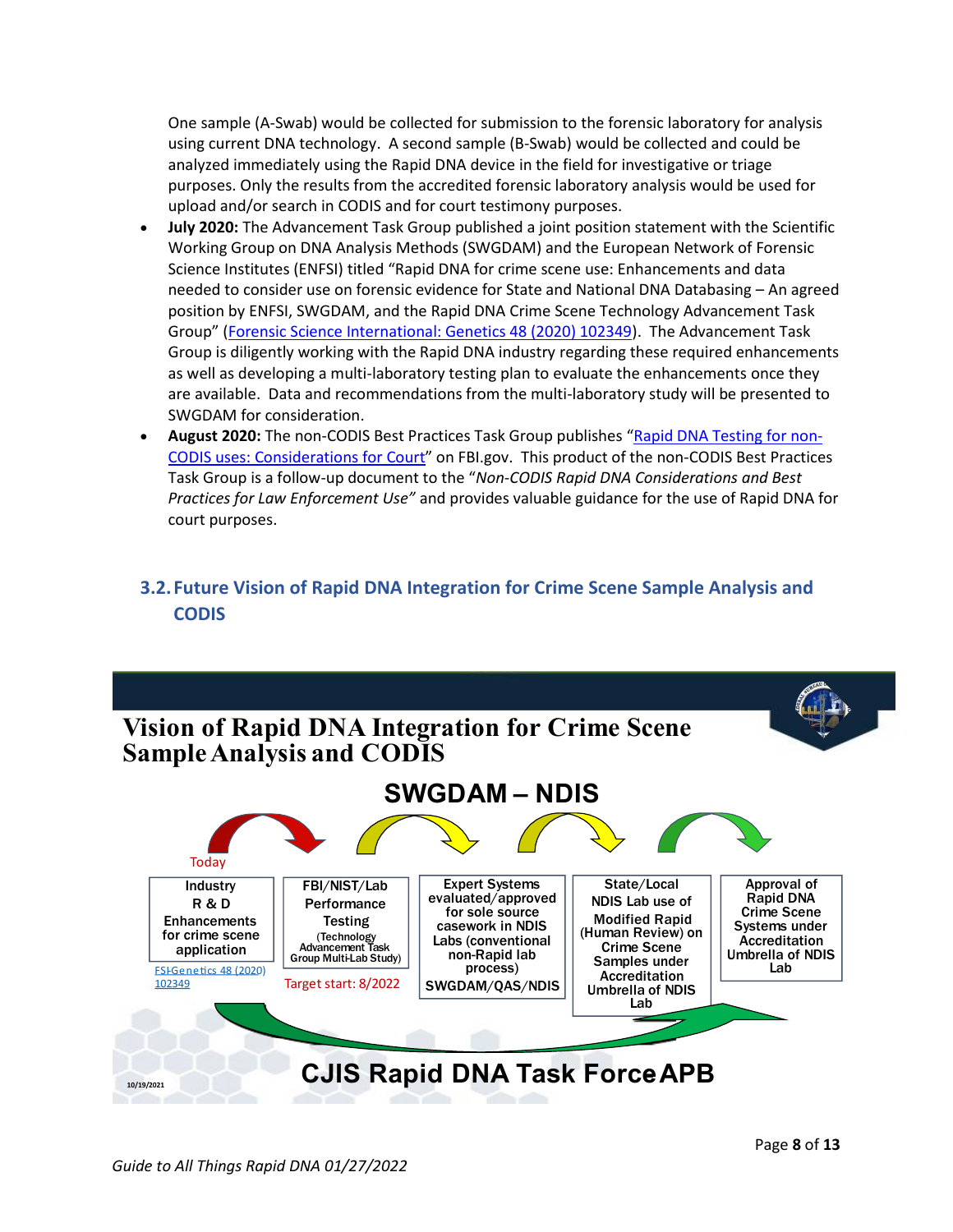One sample (A-Swab) would be collected for submission to the forensic laboratory for analysis using current DNA technology. A second sample (B-Swab) would be collected and could be analyzed immediately using the Rapid DNA device in the field for investigative or triage purposes. Only the results from the accredited forensic laboratory analysis would be used for upload and/or search in CODIS and for court testimony purposes.

- **July 2020:** The Advancement Task Group published a joint position statement with the Scientific Working Group on DNA Analysis Methods (SWGDAM) and the European Network of Forensic Science Institutes (ENFSI) titled "Rapid DNA for crime scene use: Enhancements and data needed to consider use on forensic evidence for State and National DNA Databasing – An agreed position by ENFSI, SWGDAM, and the Rapid DNA Crime Scene Technology Advancement Task Group" (Forensic Science International: Genetics 48 (2020) 102349). The Advancement Task Group is diligently working with the Rapid DNA industry regarding these required enhancements as well as developing a multi-laboratory testing plan to evaluate the enhancements once they are available. Data and recommendations from the multi-laboratory study will be presented to SWGDAM for consideration.
- **August 2020:** The non-CODIS Best Practices Task Group publishes "Rapid DNA Testing for non-CODIS uses: Considerations for Court" on FBI.gov. This product of the non-CODIS Best Practices Task Group is a follow-up document to the "*Non-CODIS Rapid DNA Considerations and Best Practices for Law Enforcement Use"* and provides valuable guidance for the use of Rapid DNA for court purposes.

## 3.2. Future Vision of Rapid DNA Integration for Crime Scene Sample Analysis and CODIS

**Vision of Rapid DNA Integration for Crime Scene Sample Analysis and CODIS**

**SWGDAM – NDIS**

| Today | | | | |
|---|---|---|---|---|
| Industry R & D Enhancements for crime scene application | FBI/NIST/Lab Performance Testing (Technology Advancement Task Group Multi-Lab Study) | Expert Systems evaluated/approved for sole source casework in NDIS Labs (conventional non-Rapid lab process) | State/Local NDIS Lab use of Modified Rapid (Human Review) on Crime Scene Samples under Accreditation Umbrella of NDIS Lab | Approval of Rapid DNA Crime Scene Systems under Accreditation Umbrella of NDIS Lab |
| FSI-Genetics 48 (2020) 102349 | Target start: 8/2022 | SWGDAM/QAS/NDIS | | |

**CJIS Rapid DNA Task Force APB**

10/19/2021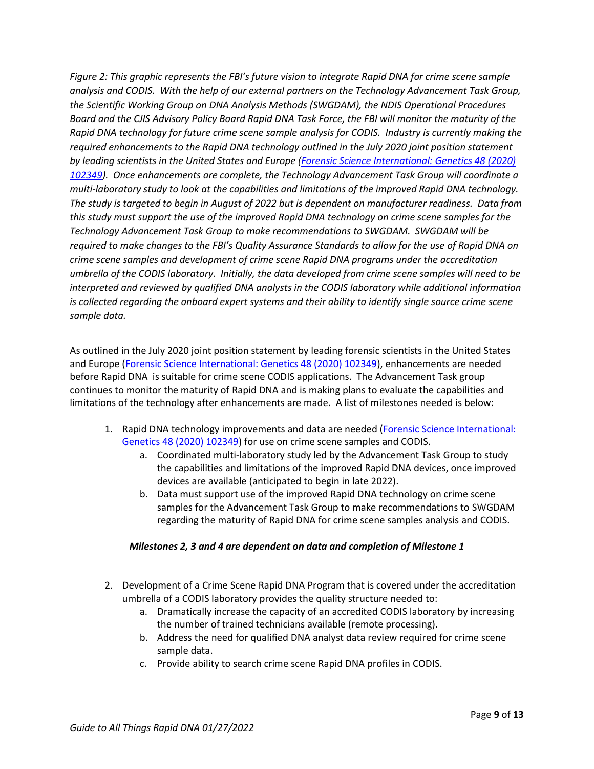*Figure 2: This graphic represents the FBI's future vision to integrate Rapid DNA for crime scene sample analysis and CODIS. With the help of our external partners on the Technology Advancement Task Group, the Scientific Working Group on DNA Analysis Methods (SWGDAM), the NDIS Operational Procedures Board and the CJIS Advisory Policy Board Rapid DNA Task Force, the FBI will monitor the maturity of the Rapid DNA technology for future crime scene sample analysis for CODIS. Industry is currently making the required enhancements to the Rapid DNA technology outlined in the July 2020 joint position statement by leading scientists in the United States and Europe ([Forensic Science International: Genetics 48 (2020) 102349](#)). Once enhancements are complete, the Technology Advancement Task Group will coordinate a multi-laboratory study to look at the capabilities and limitations of the improved Rapid DNA technology. The study is targeted to begin in August of 2022 but is dependent on manufacturer readiness. Data from this study must support the use of the improved Rapid DNA technology on crime scene samples for the Technology Advancement Task Group to make recommendations to SWGDAM. SWGDAM will be required to make changes to the FBI's Quality Assurance Standards to allow for the use of Rapid DNA on crime scene samples and development of crime scene Rapid DNA programs under the accreditation umbrella of the CODIS laboratory. Initially, the data developed from crime scene samples will need to be interpreted and reviewed by qualified DNA analysts in the CODIS laboratory while additional information is collected regarding the onboard expert systems and their ability to identify single source crime scene sample data.*

As outlined in the July 2020 joint position statement by leading forensic scientists in the United States and Europe ([Forensic Science International: Genetics 48 (2020) 102349](#)), enhancements are needed before Rapid DNA is suitable for crime scene CODIS applications. The Advancement Task group continues to monitor the maturity of Rapid DNA and is making plans to evaluate the capabilities and limitations of the technology after enhancements are made. A list of milestones needed is below:

1. Rapid DNA technology improvements and data are needed ([Forensic Science International: Genetics 48 (2020) 102349](#)) for use on crime scene samples and CODIS.
    a. Coordinated multi-laboratory study led by the Advancement Task Group to study the capabilities and limitations of the improved Rapid DNA devices, once improved devices are available (anticipated to begin in late 2022).
    b. Data must support use of the improved Rapid DNA technology on crime scene samples for the Advancement Task Group to make recommendations to SWGDAM regarding the maturity of Rapid DNA for crime scene samples analysis and CODIS.

***Milestones 2, 3 and 4 are dependent on data and completion of Milestone 1***

2. Development of a Crime Scene Rapid DNA Program that is covered under the accreditation umbrella of a CODIS laboratory provides the quality structure needed to:
    a. Dramatically increase the capacity of an accredited CODIS laboratory by increasing the number of trained technicians available (remote processing).
    b. Address the need for qualified DNA analyst data review required for crime scene sample data.
    c. Provide ability to search crime scene Rapid DNA profiles in CODIS.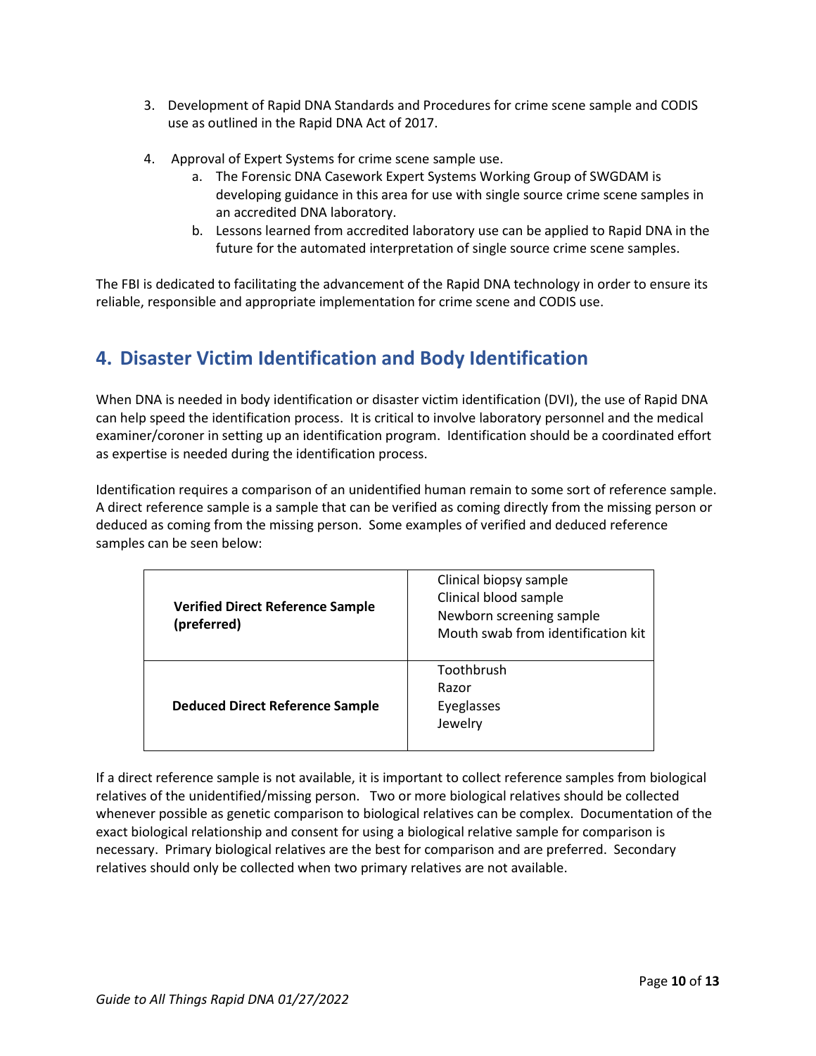3. Development of Rapid DNA Standards and Procedures for crime scene sample and CODIS use as outlined in the Rapid DNA Act of 2017.

4. Approval of Expert Systems for crime scene sample use.
   a. The Forensic DNA Casework Expert Systems Working Group of SWGDAM is developing guidance in this area for use with single source crime scene samples in an accredited DNA laboratory.
   b. Lessons learned from accredited laboratory use can be applied to Rapid DNA in the future for the automated interpretation of single source crime scene samples.

The FBI is dedicated to facilitating the advancement of the Rapid DNA technology in order to ensure its reliable, responsible and appropriate implementation for crime scene and CODIS use.

## 4. Disaster Victim Identification and Body Identification

When DNA is needed in body identification or disaster victim identification (DVI), the use of Rapid DNA can help speed the identification process. It is critical to involve laboratory personnel and the medical examiner/coroner in setting up an identification program. Identification should be a coordinated effort as expertise is needed during the identification process.

Identification requires a comparison of an unidentified human remain to some sort of reference sample. A direct reference sample is a sample that can be verified as coming directly from the missing person or deduced as coming from the missing person. Some examples of verified and deduced reference samples can be seen below:

| | |
|---|---|
| **Verified Direct Reference Sample (preferred)** | Clinical biopsy sample<br>Clinical blood sample<br>Newborn screening sample<br>Mouth swab from identification kit |
| **Deduced Direct Reference Sample** | Toothbrush<br>Razor<br>Eyeglasses<br>Jewelry |

If a direct reference sample is not available, it is important to collect reference samples from biological relatives of the unidentified/missing person. Two or more biological relatives should be collected whenever possible as genetic comparison to biological relatives can be complex. Documentation of the exact biological relationship and consent for using a biological relative sample for comparison is necessary. Primary biological relatives are the best for comparison and are preferred. Secondary relatives should only be collected when two primary relatives are not available.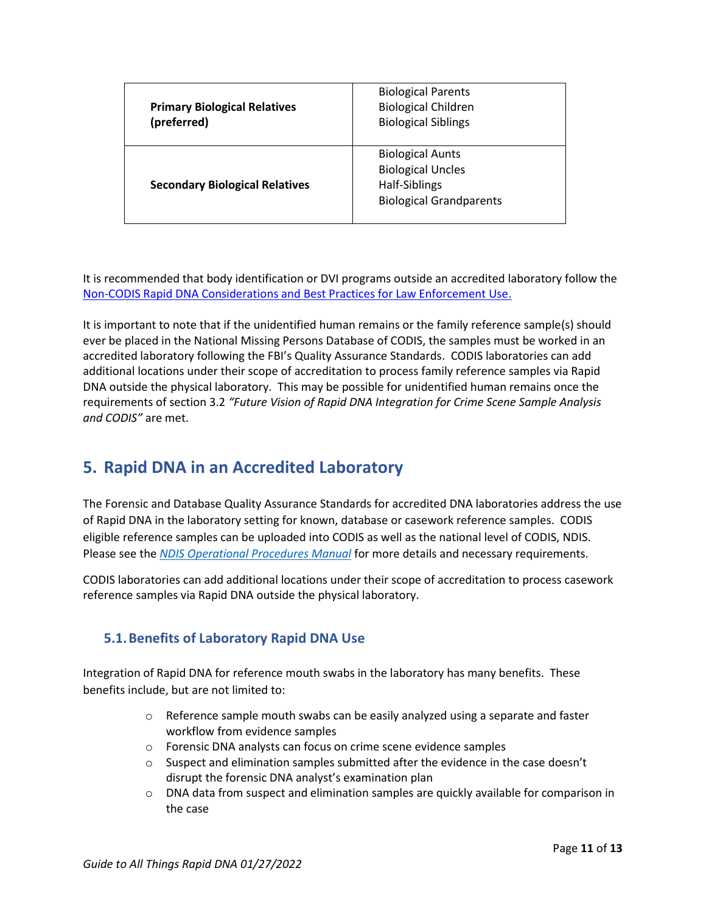| | |
|---|---|
| **Primary Biological Relatives (preferred)** | Biological Parents<br>Biological Children<br>Biological Siblings |
| **Secondary Biological Relatives** | Biological Aunts<br>Biological Uncles<br>Half-Siblings<br>Biological Grandparents |

It is recommended that body identification or DVI programs outside an accredited laboratory follow the [Non-CODIS Rapid DNA Considerations and Best Practices for Law Enforcement Use.]()

It is important to note that if the unidentified human remains or the family reference sample(s) should ever be placed in the National Missing Persons Database of CODIS, the samples must be worked in an accredited laboratory following the FBI's Quality Assurance Standards. CODIS laboratories can add additional locations under their scope of accreditation to process family reference samples via Rapid DNA outside the physical laboratory. This may be possible for unidentified human remains once the requirements of section 3.2 *"Future Vision of Rapid DNA Integration for Crime Scene Sample Analysis and CODIS"* are met.

## 5. Rapid DNA in an Accredited Laboratory

The Forensic and Database Quality Assurance Standards for accredited DNA laboratories address the use of Rapid DNA in the laboratory setting for known, database or casework reference samples. CODIS eligible reference samples can be uploaded into CODIS as well as the national level of CODIS, NDIS. Please see the [*NDIS Operational Procedures Manual*]() for more details and necessary requirements.

CODIS laboratories can add additional locations under their scope of accreditation to process casework reference samples via Rapid DNA outside the physical laboratory.

### 5.1. Benefits of Laboratory Rapid DNA Use

Integration of Rapid DNA for reference mouth swabs in the laboratory has many benefits. These benefits include, but are not limited to:

- Reference sample mouth swabs can be easily analyzed using a separate and faster workflow from evidence samples
- Forensic DNA analysts can focus on crime scene evidence samples
- Suspect and elimination samples submitted after the evidence in the case doesn't disrupt the forensic DNA analyst's examination plan
- DNA data from suspect and elimination samples are quickly available for comparison in the case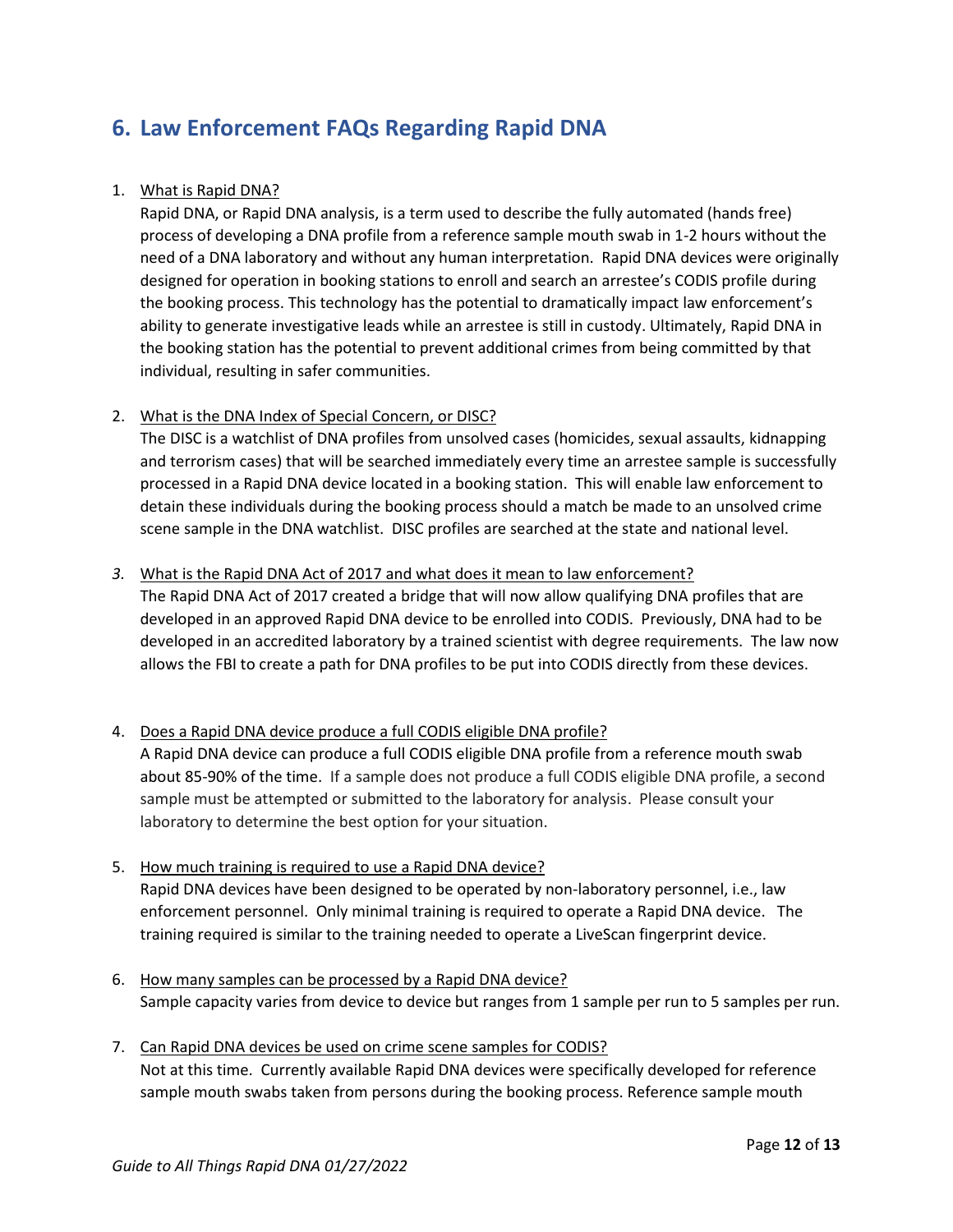## 6. Law Enforcement FAQs Regarding Rapid DNA

1. <u>What is Rapid DNA?</u>
   Rapid DNA, or Rapid DNA analysis, is a term used to describe the fully automated (hands free) process of developing a DNA profile from a reference sample mouth swab in 1-2 hours without the need of a DNA laboratory and without any human interpretation. Rapid DNA devices were originally designed for operation in booking stations to enroll and search an arrestee's CODIS profile during the booking process. This technology has the potential to dramatically impact law enforcement's ability to generate investigative leads while an arrestee is still in custody. Ultimately, Rapid DNA in the booking station has the potential to prevent additional crimes from being committed by that individual, resulting in safer communities.

2. <u>What is the DNA Index of Special Concern, or DISC?</u>
   The DISC is a watchlist of DNA profiles from unsolved cases (homicides, sexual assaults, kidnapping and terrorism cases) that will be searched immediately every time an arrestee sample is successfully processed in a Rapid DNA device located in a booking station. This will enable law enforcement to detain these individuals during the booking process should a match be made to an unsolved crime scene sample in the DNA watchlist. DISC profiles are searched at the state and national level.

3. <u>What is the Rapid DNA Act of 2017 and what does it mean to law enforcement?</u>
   The Rapid DNA Act of 2017 created a bridge that will now allow qualifying DNA profiles that are developed in an approved Rapid DNA device to be enrolled into CODIS. Previously, DNA had to be developed in an accredited laboratory by a trained scientist with degree requirements. The law now allows the FBI to create a path for DNA profiles to be put into CODIS directly from these devices.

4. <u>Does a Rapid DNA device produce a full CODIS eligible DNA profile?</u>
   A Rapid DNA device can produce a full CODIS eligible DNA profile from a reference mouth swab about 85-90% of the time. If a sample does not produce a full CODIS eligible DNA profile, a second sample must be attempted or submitted to the laboratory for analysis. Please consult your laboratory to determine the best option for your situation.

5. <u>How much training is required to use a Rapid DNA device?</u>
   Rapid DNA devices have been designed to be operated by non-laboratory personnel, i.e., law enforcement personnel. Only minimal training is required to operate a Rapid DNA device. The training required is similar to the training needed to operate a LiveScan fingerprint device.

6. <u>How many samples can be processed by a Rapid DNA device?</u>
   Sample capacity varies from device to device but ranges from 1 sample per run to 5 samples per run.

7. <u>Can Rapid DNA devices be used on crime scene samples for CODIS?</u>
   Not at this time. Currently available Rapid DNA devices were specifically developed for reference sample mouth swabs taken from persons during the booking process. Reference sample mouth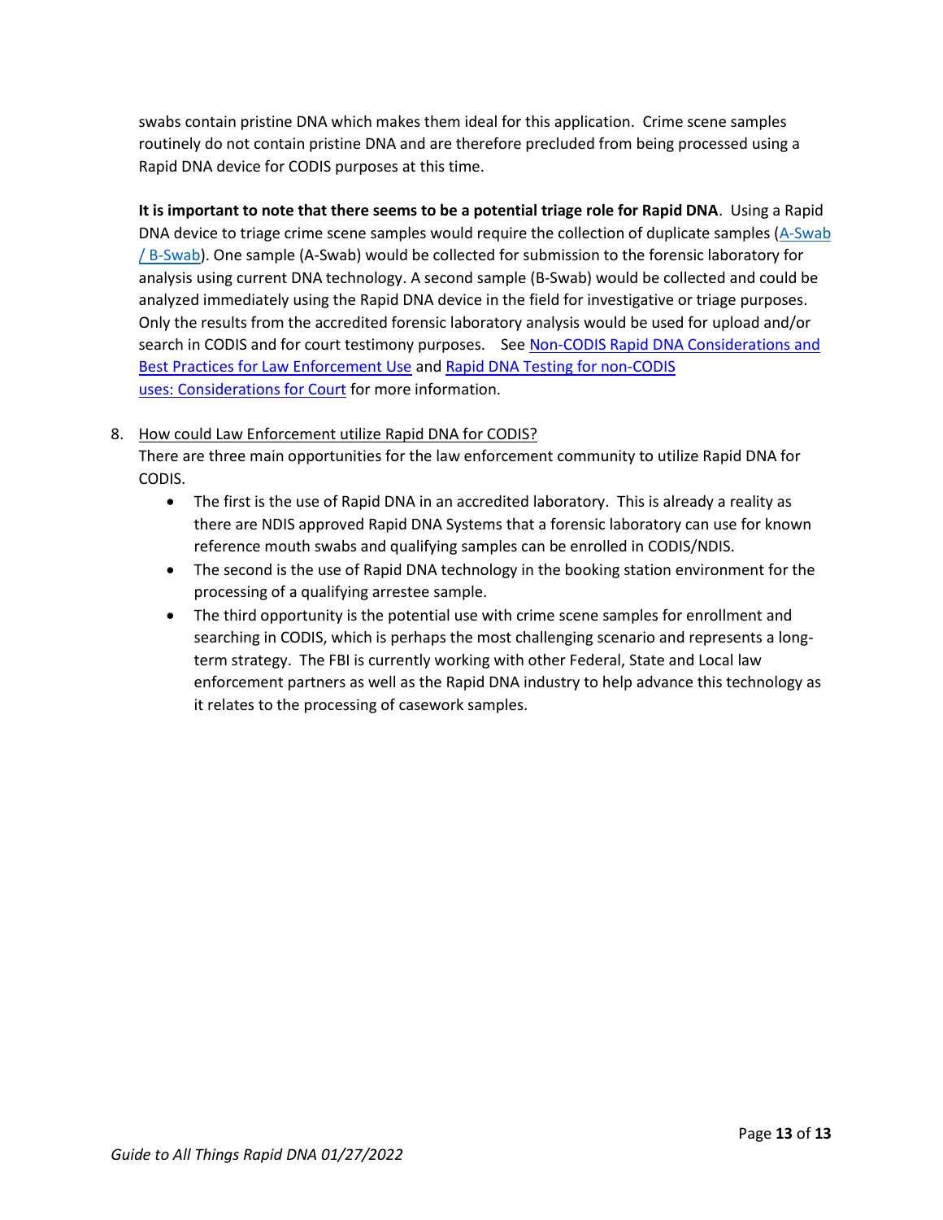swabs contain pristine DNA which makes them ideal for this application. Crime scene samples routinely do not contain pristine DNA and are therefore precluded from being processed using a Rapid DNA device for CODIS purposes at this time.

**It is important to note that there seems to be a potential triage role for Rapid DNA**. Using a Rapid DNA device to triage crime scene samples would require the collection of duplicate samples (A-Swab / B-Swab). One sample (A-Swab) would be collected for submission to the forensic laboratory for analysis using current DNA technology. A second sample (B-Swab) would be collected and could be analyzed immediately using the Rapid DNA device in the field for investigative or triage purposes. Only the results from the accredited forensic laboratory analysis would be used for upload and/or search in CODIS and for court testimony purposes. See Non-CODIS Rapid DNA Considerations and Best Practices for Law Enforcement Use and Rapid DNA Testing for non-CODIS uses: Considerations for Court for more information.

8. How could Law Enforcement utilize Rapid DNA for CODIS?
   There are three main opportunities for the law enforcement community to utilize Rapid DNA for CODIS.
   - The first is the use of Rapid DNA in an accredited laboratory. This is already a reality as there are NDIS approved Rapid DNA Systems that a forensic laboratory can use for known reference mouth swabs and qualifying samples can be enrolled in CODIS/NDIS.
   - The second is the use of Rapid DNA technology in the booking station environment for the processing of a qualifying arrestee sample.
   - The third opportunity is the potential use with crime scene samples for enrollment and searching in CODIS, which is perhaps the most challenging scenario and represents a long-term strategy. The FBI is currently working with other Federal, State and Local law enforcement partners as well as the Rapid DNA industry to help advance this technology as it relates to the processing of casework samples.